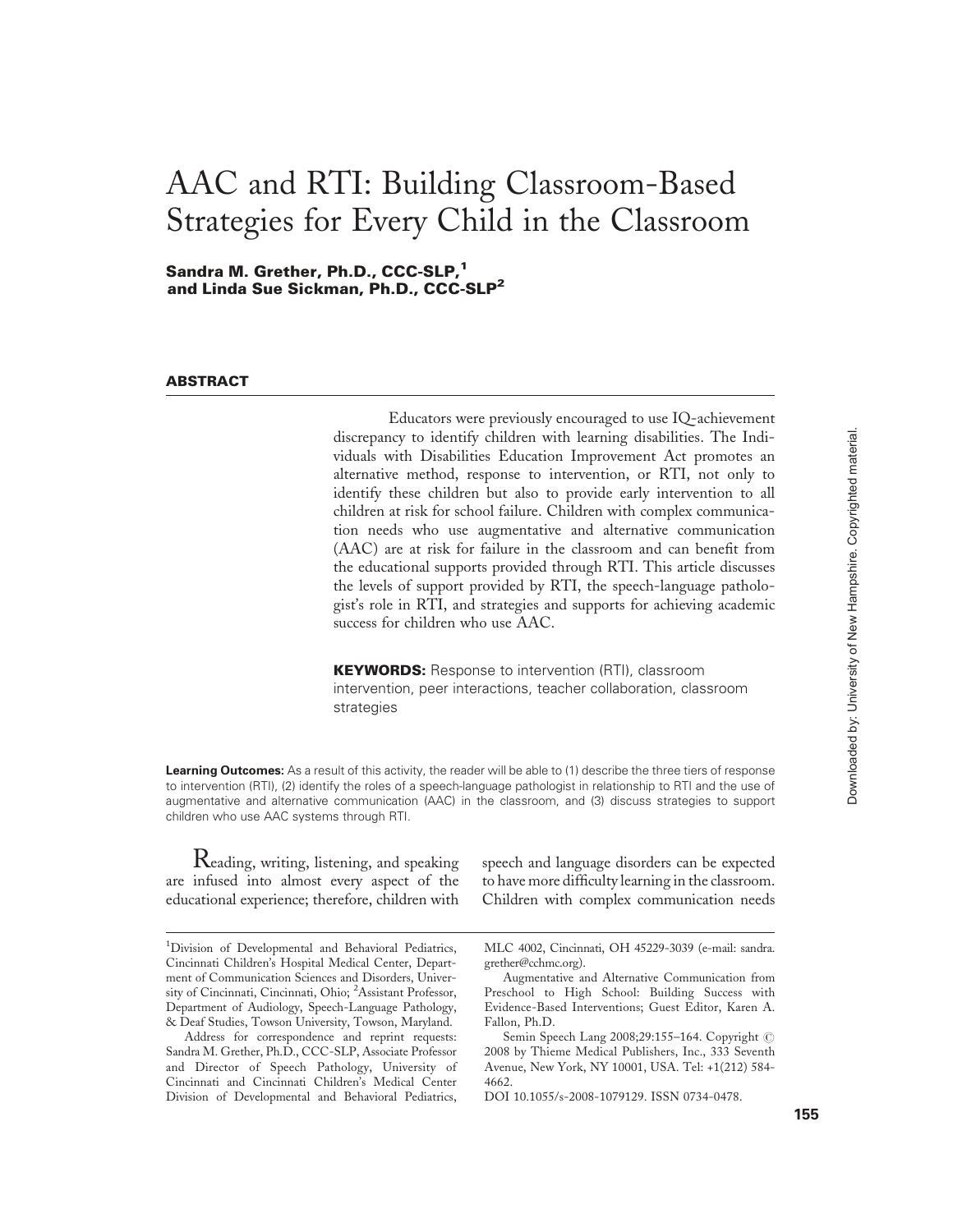# AAC and RTI: Building Classroom-Based Strategies for Every Child in the Classroom

**Sandra M. Grether, Ph.D., CCC-SLP,[1] and Linda Sue Sickman, Ph.D., CCC-SLP[2]**

## ABSTRACT

Educators were previously encouraged to use IQ-achievement discrepancy to identify children with learning disabilities. The Individuals with Disabilities Education Improvement Act promotes an alternative method, response to intervention, or RTI, not only to identify these children but also to provide early intervention to all children at risk for school failure. Children with complex communication needs who use augmentative and alternative communication (AAC) are at risk for failure in the classroom and can benefit from the educational supports provided through RTI. This article discusses the levels of support provided by RTI, the speech-language pathologist's role in RTI, and strategies and supports for achieving academic success for children who use AAC.

**KEYWORDS:** Response to intervention (RTI), classroom intervention, peer interactions, teacher collaboration, classroom strategies

**Learning Outcomes:** As a result of this activity, the reader will be able to (1) describe the three tiers of response to intervention (RTI), (2) identify the roles of a speech-language pathologist in relationship to RTI and the use of augmentative and alternative communication (AAC) in the classroom, and (3) discuss strategies to support children who use AAC systems through RTI.

Reading, writing, listening, and speaking are infused into almost every aspect of the educational experience; therefore, children with speech and language disorders can be expected to have more difficulty learning in the classroom. Children with complex communication needs

---

[1]Division of Developmental and Behavioral Pediatrics, Cincinnati Children's Hospital Medical Center, Department of Communication Sciences and Disorders, University of Cincinnati, Cincinnati, Ohio; [2]Assistant Professor, Department of Audiology, Speech-Language Pathology, & Deaf Studies, Towson University, Towson, Maryland.

Address for correspondence and reprint requests: Sandra M. Grether, Ph.D., CCC-SLP, Associate Professor and Director of Speech Pathology, University of Cincinnati and Cincinnati Children's Medical Center Division of Developmental and Behavioral Pediatrics, MLC 4002, Cincinnati, OH 45229-3039 (e-mail: sandra.grether@cchmc.org).

Augmentative and Alternative Communication from Preschool to High School: Building Success with Evidence-Based Interventions; Guest Editor, Karen A. Fallon, Ph.D.

Semin Speech Lang 2008;29:155–164. Copyright © 2008 by Thieme Medical Publishers, Inc., 333 Seventh Avenue, New York, NY 10001, USA. Tel: +1(212) 584-4662.

DOI 10.1055/s-2008-1079129. ISSN 0734-0478.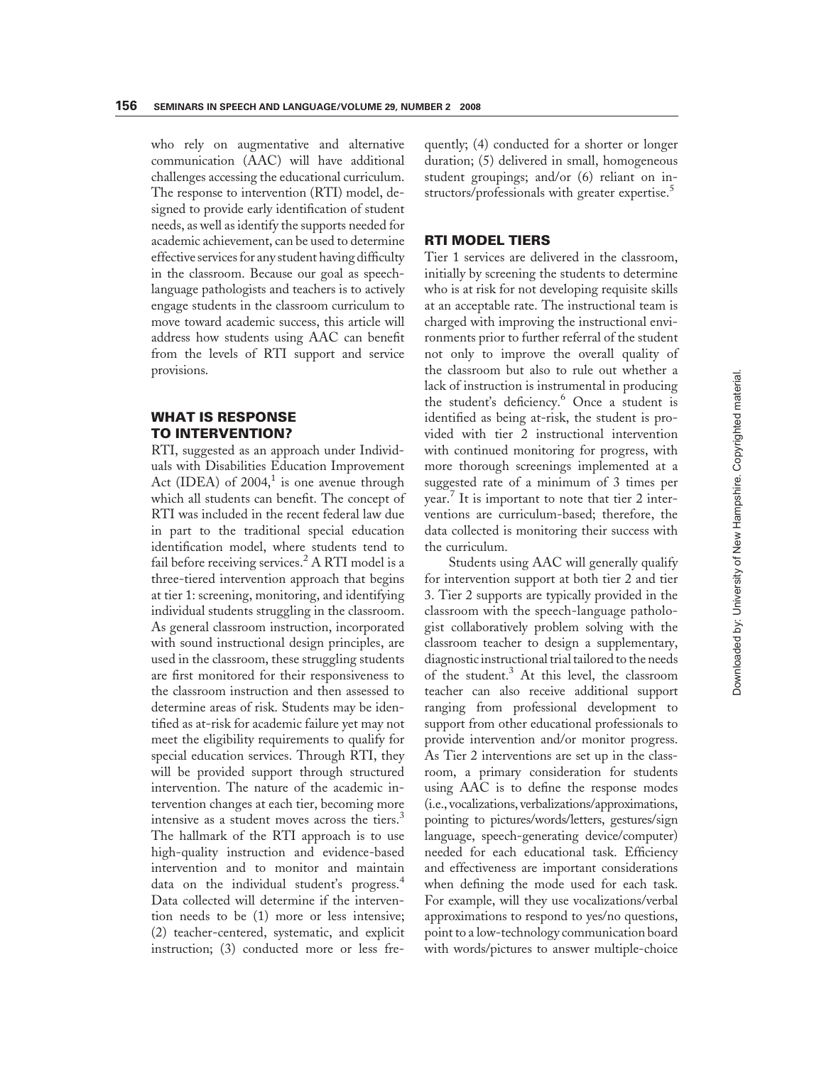who rely on augmentative and alternative communication (AAC) will have additional challenges accessing the educational curriculum. The response to intervention (RTI) model, designed to provide early identification of student needs, as well as identify the supports needed for academic achievement, can be used to determine effective services for any student having difficulty in the classroom. Because our goal as speech-language pathologists and teachers is to actively engage students in the classroom curriculum to move toward academic success, this article will address how students using AAC can benefit from the levels of RTI support and service provisions.

## WHAT IS RESPONSE TO INTERVENTION?

RTI, suggested as an approach under Individuals with Disabilities Education Improvement Act (IDEA) of 2004,[1] is one avenue through which all students can benefit. The concept of RTI was included in the recent federal law due in part to the traditional special education identification model, where students tend to fail before receiving services.[2] A RTI model is a three-tiered intervention approach that begins at tier 1: screening, monitoring, and identifying individual students struggling in the classroom. As general classroom instruction, incorporated with sound instructional design principles, are used in the classroom, these struggling students are first monitored for their responsiveness to the classroom instruction and then assessed to determine areas of risk. Students may be identified as at-risk for academic failure yet may not meet the eligibility requirements to qualify for special education services. Through RTI, they will be provided support through structured intervention. The nature of the academic intervention changes at each tier, becoming more intensive as a student moves across the tiers.[3] The hallmark of the RTI approach is to use high-quality instruction and evidence-based intervention and to monitor and maintain data on the individual student's progress.[4] Data collected will determine if the intervention needs to be (1) more or less intensive; (2) teacher-centered, systematic, and explicit instruction; (3) conducted more or less frequently; (4) conducted for a shorter or longer duration; (5) delivered in small, homogeneous student groupings; and/or (6) reliant on instructors/professionals with greater expertise.[5]

## RTI MODEL TIERS

Tier 1 services are delivered in the classroom, initially by screening the students to determine who is at risk for not developing requisite skills at an acceptable rate. The instructional team is charged with improving the instructional environments prior to further referral of the student not only to improve the overall quality of the classroom but also to rule out whether a lack of instruction is instrumental in producing the student's deficiency.[6] Once a student is identified as being at-risk, the student is provided with tier 2 instructional intervention with continued monitoring for progress, with more thorough screenings implemented at a suggested rate of a minimum of 3 times per year.[7] It is important to note that tier 2 interventions are curriculum-based; therefore, the data collected is monitoring their success with the curriculum.

Students using AAC will generally qualify for intervention support at both tier 2 and tier 3. Tier 2 supports are typically provided in the classroom with the speech-language pathologist collaboratively problem solving with the classroom teacher to design a supplementary, diagnostic instructional trial tailored to the needs of the student.[3] At this level, the classroom teacher can also receive additional support ranging from professional development to support from other educational professionals to provide intervention and/or monitor progress. As Tier 2 interventions are set up in the classroom, a primary consideration for students using AAC is to define the response modes (i.e., vocalizations, verbalizations/approximations, pointing to pictures/words/letters, gestures/sign language, speech-generating device/computer) needed for each educational task. Efficiency and effectiveness are important considerations when defining the mode used for each task. For example, will they use vocalizations/verbal approximations to respond to yes/no questions, point to a low-technology communication board with words/pictures to answer multiple-choice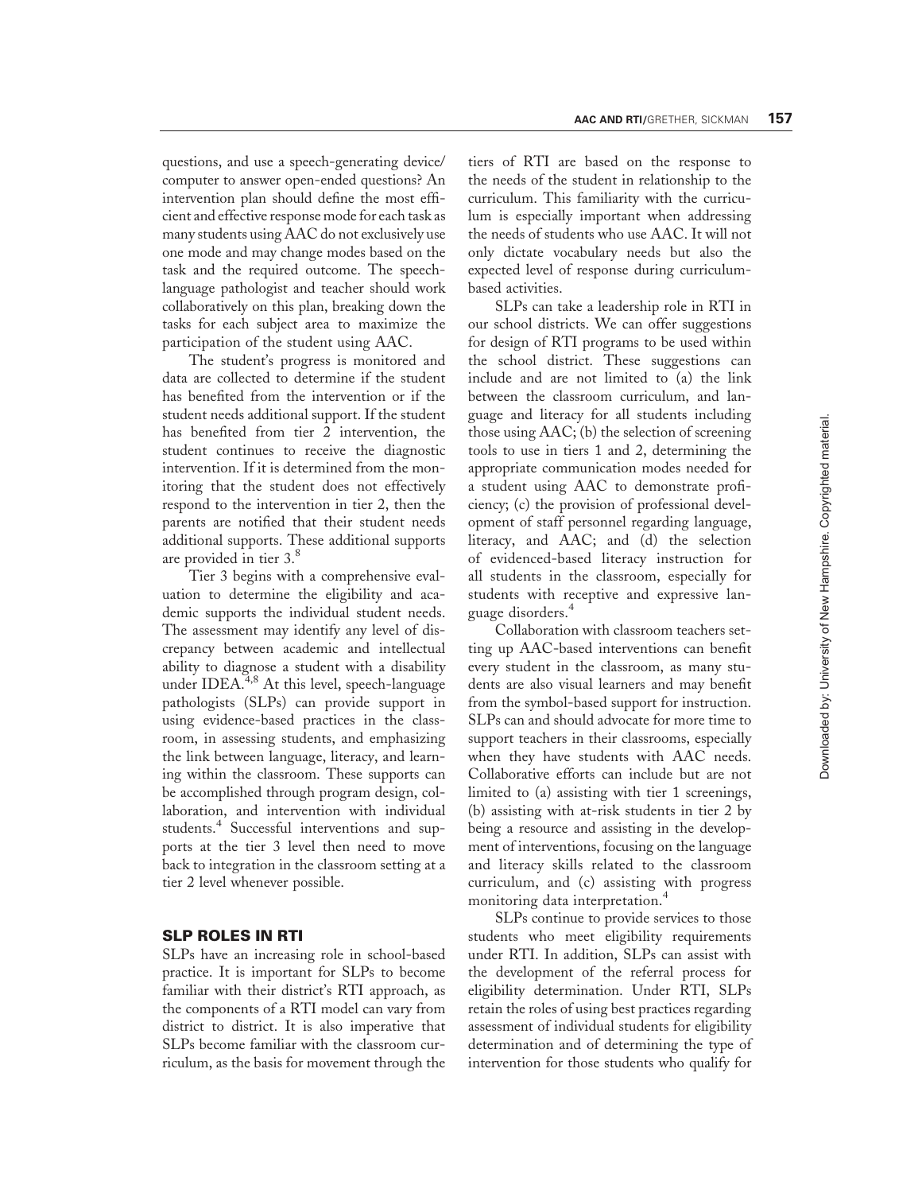questions, and use a speech-generating device/computer to answer open-ended questions? An intervention plan should define the most efficient and effective response mode for each task as many students using AAC do not exclusively use one mode and may change modes based on the task and the required outcome. The speech-language pathologist and teacher should work collaboratively on this plan, breaking down the tasks for each subject area to maximize the participation of the student using AAC.

The student's progress is monitored and data are collected to determine if the student has benefited from the intervention or if the student needs additional support. If the student has benefited from tier 2 intervention, the student continues to receive the diagnostic intervention. If it is determined from the monitoring that the student does not effectively respond to the intervention in tier 2, then the parents are notified that their student needs additional supports. These additional supports are provided in tier 3.[8]

Tier 3 begins with a comprehensive evaluation to determine the eligibility and academic supports the individual student needs. The assessment may identify any level of discrepancy between academic and intellectual ability to diagnose a student with a disability under IDEA.[4,8] At this level, speech-language pathologists (SLPs) can provide support in using evidence-based practices in the classroom, in assessing students, and emphasizing the link between language, literacy, and learning within the classroom. These supports can be accomplished through program design, collaboration, and intervention with individual students.[4] Successful interventions and supports at the tier 3 level then need to move back to integration in the classroom setting at a tier 2 level whenever possible.

## SLP ROLES IN RTI

SLPs have an increasing role in school-based practice. It is important for SLPs to become familiar with their district's RTI approach, as the components of a RTI model can vary from district to district. It is also imperative that SLPs become familiar with the classroom curriculum, as the basis for movement through the tiers of RTI are based on the response to the needs of the student in relationship to the curriculum. This familiarity with the curriculum is especially important when addressing the needs of students who use AAC. It will not only dictate vocabulary needs but also the expected level of response during curriculum-based activities.

SLPs can take a leadership role in RTI in our school districts. We can offer suggestions for design of RTI programs to be used within the school district. These suggestions can include and are not limited to (a) the link between the classroom curriculum, and language and literacy for all students including those using AAC; (b) the selection of screening tools to use in tiers 1 and 2, determining the appropriate communication modes needed for a student using AAC to demonstrate proficiency; (c) the provision of professional development of staff personnel regarding language, literacy, and AAC; and (d) the selection of evidenced-based literacy instruction for all students in the classroom, especially for students with receptive and expressive language disorders.[4]

Collaboration with classroom teachers setting up AAC-based interventions can benefit every student in the classroom, as many students are also visual learners and may benefit from the symbol-based support for instruction. SLPs can and should advocate for more time to support teachers in their classrooms, especially when they have students with AAC needs. Collaborative efforts can include but are not limited to (a) assisting with tier 1 screenings, (b) assisting with at-risk students in tier 2 by being a resource and assisting in the development of interventions, focusing on the language and literacy skills related to the classroom curriculum, and (c) assisting with progress monitoring data interpretation.[4]

SLPs continue to provide services to those students who meet eligibility requirements under RTI. In addition, SLPs can assist with the development of the referral process for eligibility determination. Under RTI, SLPs retain the roles of using best practices regarding assessment of individual students for eligibility determination and of determining the type of intervention for those students who qualify for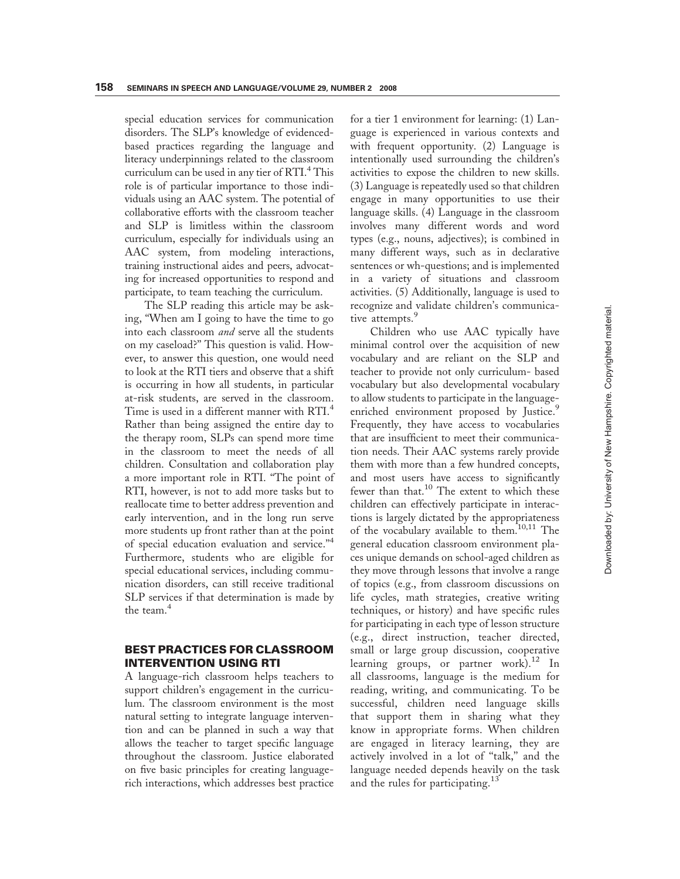special education services for communication disorders. The SLP's knowledge of evidenced-based practices regarding the language and literacy underpinnings related to the classroom curriculum can be used in any tier of RTI.[4] This role is of particular importance to those individuals using an AAC system. The potential of collaborative efforts with the classroom teacher and SLP is limitless within the classroom curriculum, especially for individuals using an AAC system, from modeling interactions, training instructional aides and peers, advocating for increased opportunities to respond and participate, to team teaching the curriculum.

The SLP reading this article may be asking, "When am I going to have the time to go into each classroom *and* serve all the students on my caseload?" This question is valid. However, to answer this question, one would need to look at the RTI tiers and observe that a shift is occurring in how all students, in particular at-risk students, are served in the classroom. Time is used in a different manner with RTI.[4] Rather than being assigned the entire day to the therapy room, SLPs can spend more time in the classroom to meet the needs of all children. Consultation and collaboration play a more important role in RTI. "The point of RTI, however, is not to add more tasks but to reallocate time to better address prevention and early intervention, and in the long run serve more students up front rather than at the point of special education evaluation and service."[4] Furthermore, students who are eligible for special educational services, including communication disorders, can still receive traditional SLP services if that determination is made by the team.[4]

## BEST PRACTICES FOR CLASSROOM INTERVENTION USING RTI

A language-rich classroom helps teachers to support children's engagement in the curriculum. The classroom environment is the most natural setting to integrate language intervention and can be planned in such a way that allows the teacher to target specific language throughout the classroom. Justice elaborated on five basic principles for creating language-rich interactions, which addresses best practice for a tier 1 environment for learning: (1) Language is experienced in various contexts and with frequent opportunity. (2) Language is intentionally used surrounding the children's activities to expose the children to new skills. (3) Language is repeatedly used so that children engage in many opportunities to use their language skills. (4) Language in the classroom involves many different words and word types (e.g., nouns, adjectives); is combined in many different ways, such as in declarative sentences or wh-questions; and is implemented in a variety of situations and classroom activities. (5) Additionally, language is used to recognize and validate children's communicative attempts.[9]

Children who use AAC typically have minimal control over the acquisition of new vocabulary and are reliant on the SLP and teacher to provide not only curriculum- based vocabulary but also developmental vocabulary to allow students to participate in the language-enriched environment proposed by Justice.[9] Frequently, they have access to vocabularies that are insufficient to meet their communication needs. Their AAC systems rarely provide them with more than a few hundred concepts, and most users have access to significantly fewer than that.[10] The extent to which these children can effectively participate in interactions is largely dictated by the appropriateness of the vocabulary available to them.[10,11] The general education classroom environment places unique demands on school-aged children as they move through lessons that involve a range of topics (e.g., from classroom discussions on life cycles, math strategies, creative writing techniques, or history) and have specific rules for participating in each type of lesson structure (e.g., direct instruction, teacher directed, small or large group discussion, cooperative learning groups, or partner work).[12] In all classrooms, language is the medium for reading, writing, and communicating. To be successful, children need language skills that support them in sharing what they know in appropriate forms. When children are engaged in literacy learning, they are actively involved in a lot of "talk," and the language needed depends heavily on the task and the rules for participating.[13]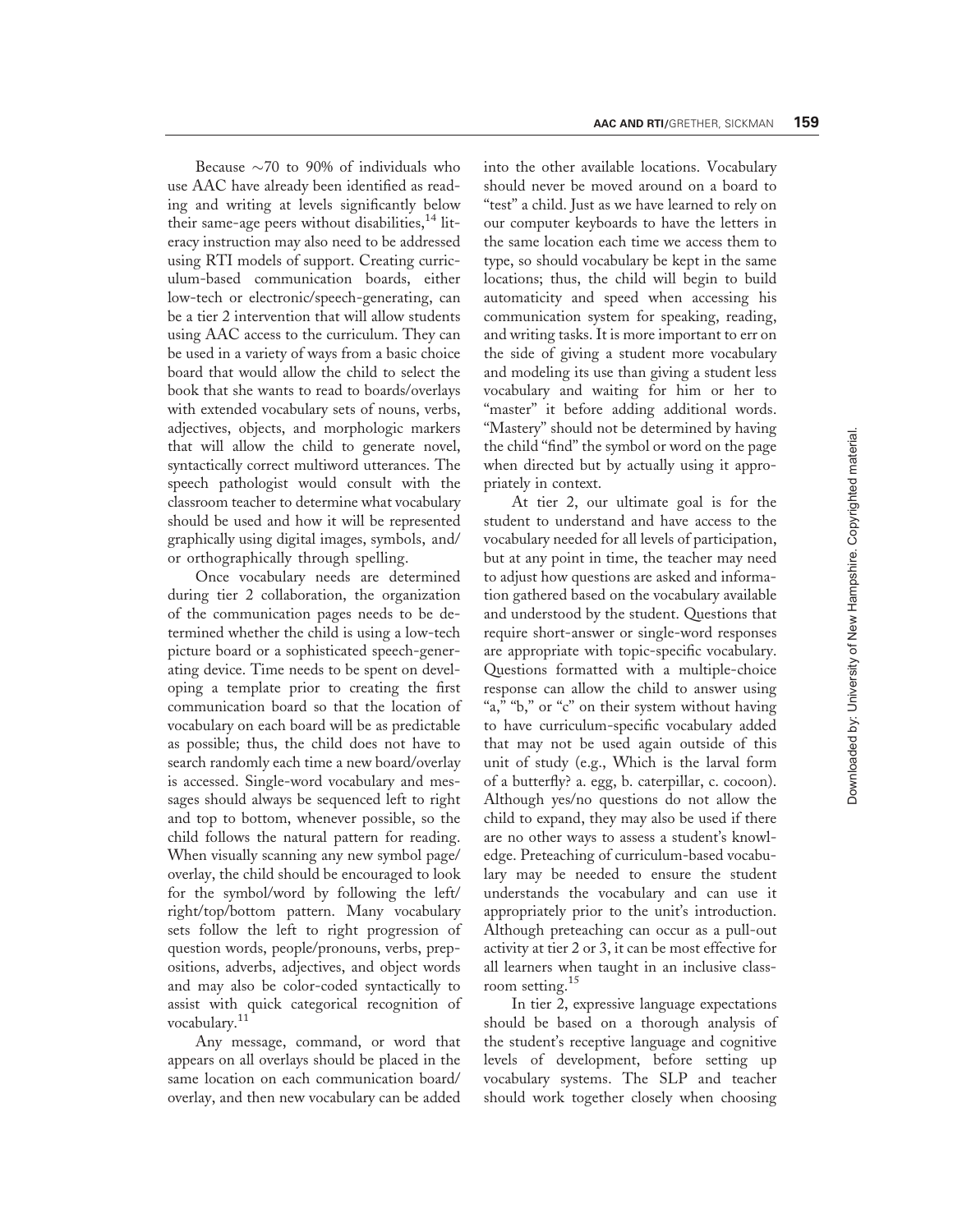Because ~70 to 90% of individuals who use AAC have already been identified as reading and writing at levels significantly below their same-age peers without disabilities,[14] literacy instruction may also need to be addressed using RTI models of support. Creating curriculum-based communication boards, either low-tech or electronic/speech-generating, can be a tier 2 intervention that will allow students using AAC access to the curriculum. They can be used in a variety of ways from a basic choice board that would allow the child to select the book that she wants to read to boards/overlays with extended vocabulary sets of nouns, verbs, adjectives, objects, and morphologic markers that will allow the child to generate novel, syntactically correct multiword utterances. The speech pathologist would consult with the classroom teacher to determine what vocabulary should be used and how it will be represented graphically using digital images, symbols, and/or orthographically through spelling.

Once vocabulary needs are determined during tier 2 collaboration, the organization of the communication pages needs to be determined whether the child is using a low-tech picture board or a sophisticated speech-generating device. Time needs to be spent on developing a template prior to creating the first communication board so that the location of vocabulary on each board will be as predictable as possible; thus, the child does not have to search randomly each time a new board/overlay is accessed. Single-word vocabulary and messages should always be sequenced left to right and top to bottom, whenever possible, so the child follows the natural pattern for reading. When visually scanning any new symbol page/overlay, the child should be encouraged to look for the symbol/word by following the left/right/top/bottom pattern. Many vocabulary sets follow the left to right progression of question words, people/pronouns, verbs, prepositions, adverbs, adjectives, and object words and may also be color-coded syntactically to assist with quick categorical recognition of vocabulary.[11]

Any message, command, or word that appears on all overlays should be placed in the same location on each communication board/overlay, and then new vocabulary can be added into the other available locations. Vocabulary should never be moved around on a board to "test" a child. Just as we have learned to rely on our computer keyboards to have the letters in the same location each time we access them to type, so should vocabulary be kept in the same locations; thus, the child will begin to build automaticity and speed when accessing his communication system for speaking, reading, and writing tasks. It is more important to err on the side of giving a student more vocabulary and modeling its use than giving a student less vocabulary and waiting for him or her to "master" it before adding additional words. "Mastery" should not be determined by having the child "find" the symbol or word on the page when directed but by actually using it appropriately in context.

At tier 2, our ultimate goal is for the student to understand and have access to the vocabulary needed for all levels of participation, but at any point in time, the teacher may need to adjust how questions are asked and information gathered based on the vocabulary available and understood by the student. Questions that require short-answer or single-word responses are appropriate with topic-specific vocabulary. Questions formatted with a multiple-choice response can allow the child to answer using "a," "b," or "c" on their system without having to have curriculum-specific vocabulary added that may not be used again outside of this unit of study (e.g., Which is the larval form of a butterfly? a. egg, b. caterpillar, c. cocoon). Although yes/no questions do not allow the child to expand, they may also be used if there are no other ways to assess a student's knowledge. Preteaching of curriculum-based vocabulary may be needed to ensure the student understands the vocabulary and can use it appropriately prior to the unit's introduction. Although preteaching can occur as a pull-out activity at tier 2 or 3, it can be most effective for all learners when taught in an inclusive classroom setting.[15]

In tier 2, expressive language expectations should be based on a thorough analysis of the student's receptive language and cognitive levels of development, before setting up vocabulary systems. The SLP and teacher should work together closely when choosing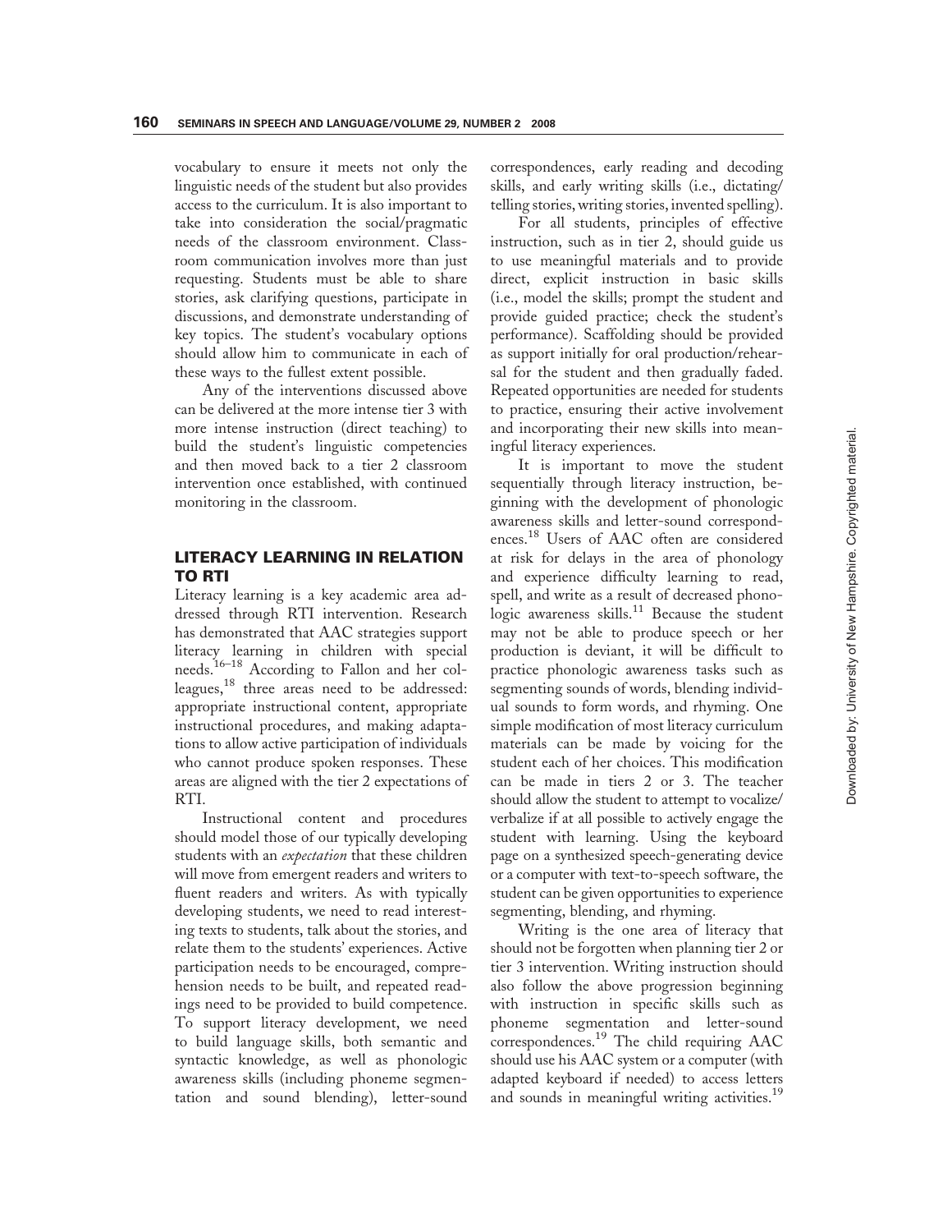vocabulary to ensure it meets not only the linguistic needs of the student but also provides access to the curriculum. It is also important to take into consideration the social/pragmatic needs of the classroom environment. Classroom communication involves more than just requesting. Students must be able to share stories, ask clarifying questions, participate in discussions, and demonstrate understanding of key topics. The student's vocabulary options should allow him to communicate in each of these ways to the fullest extent possible.

Any of the interventions discussed above can be delivered at the more intense tier 3 with more intense instruction (direct teaching) to build the student's linguistic competencies and then moved back to a tier 2 classroom intervention once established, with continued monitoring in the classroom.

## LITERACY LEARNING IN RELATION TO RTI

Literacy learning is a key academic area addressed through RTI intervention. Research has demonstrated that AAC strategies support literacy learning in children with special needs.[16–18] According to Fallon and her colleagues,[18] three areas need to be addressed: appropriate instructional content, appropriate instructional procedures, and making adaptations to allow active participation of individuals who cannot produce spoken responses. These areas are aligned with the tier 2 expectations of RTI.

Instructional content and procedures should model those of our typically developing students with an *expectation* that these children will move from emergent readers and writers to fluent readers and writers. As with typically developing students, we need to read interesting texts to students, talk about the stories, and relate them to the students' experiences. Active participation needs to be encouraged, comprehension needs to be built, and repeated readings need to be provided to build competence. To support literacy development, we need to build language skills, both semantic and syntactic knowledge, as well as phonologic awareness skills (including phoneme segmentation and sound blending), letter-sound correspondences, early reading and decoding skills, and early writing skills (i.e., dictating/telling stories, writing stories, invented spelling).

For all students, principles of effective instruction, such as in tier 2, should guide us to use meaningful materials and to provide direct, explicit instruction in basic skills (i.e., model the skills; prompt the student and provide guided practice; check the student's performance). Scaffolding should be provided as support initially for oral production/rehearsal for the student and then gradually faded. Repeated opportunities are needed for students to practice, ensuring their active involvement and incorporating their new skills into meaningful literacy experiences.

It is important to move the student sequentially through literacy instruction, beginning with the development of phonologic awareness skills and letter-sound correspondences.[18] Users of AAC often are considered at risk for delays in the area of phonology and experience difficulty learning to read, spell, and write as a result of decreased phonologic awareness skills.[11] Because the student may not be able to produce speech or her production is deviant, it will be difficult to practice phonologic awareness tasks such as segmenting sounds of words, blending individual sounds to form words, and rhyming. One simple modification of most literacy curriculum materials can be made by voicing for the student each of her choices. This modification can be made in tiers 2 or 3. The teacher should allow the student to attempt to vocalize/verbalize if at all possible to actively engage the student with learning. Using the keyboard page on a synthesized speech-generating device or a computer with text-to-speech software, the student can be given opportunities to experience segmenting, blending, and rhyming.

Writing is the one area of literacy that should not be forgotten when planning tier 2 or tier 3 intervention. Writing instruction should also follow the above progression beginning with instruction in specific skills such as phoneme segmentation and letter-sound correspondences.[19] The child requiring AAC should use his AAC system or a computer (with adapted keyboard if needed) to access letters and sounds in meaningful writing activities.[19]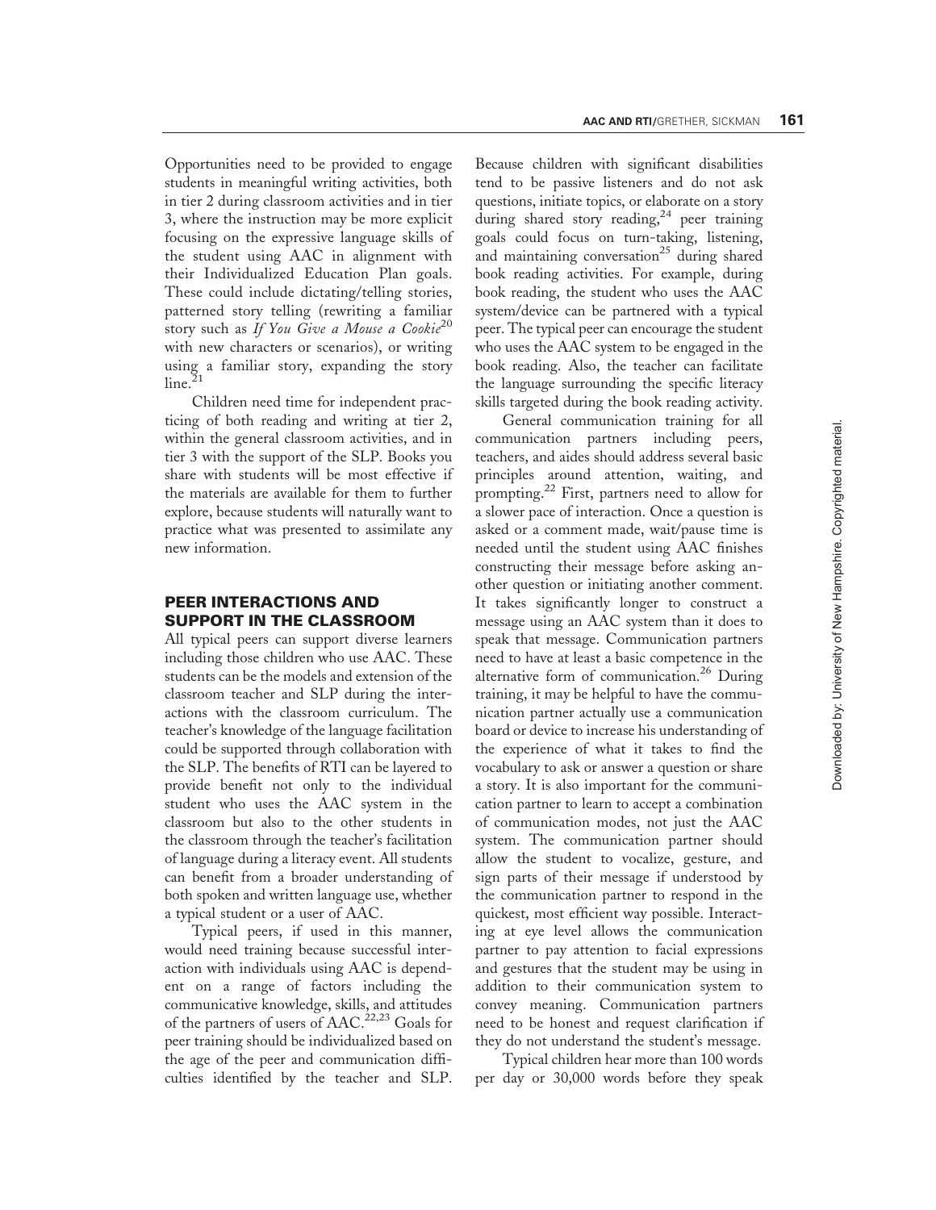Opportunities need to be provided to engage students in meaningful writing activities, both in tier 2 during classroom activities and in tier 3, where the instruction may be more explicit focusing on the expressive language skills of the student using AAC in alignment with their Individualized Education Plan goals. These could include dictating/telling stories, patterned story telling (rewriting a familiar story such as *If You Give a Mouse a Cookie*[20] with new characters or scenarios), or writing using a familiar story, expanding the story line.[21]

Children need time for independent practicing of both reading and writing at tier 2, within the general classroom activities, and in tier 3 with the support of the SLP. Books you share with students will be most effective if the materials are available for them to further explore, because students will naturally want to practice what was presented to assimilate any new information.

## PEER INTERACTIONS AND SUPPORT IN THE CLASSROOM

All typical peers can support diverse learners including those children who use AAC. These students can be the models and extension of the classroom teacher and SLP during the interactions with the classroom curriculum. The teacher's knowledge of the language facilitation could be supported through collaboration with the SLP. The benefits of RTI can be layered to provide benefit not only to the individual student who uses the AAC system in the classroom but also to the other students in the classroom through the teacher's facilitation of language during a literacy event. All students can benefit from a broader understanding of both spoken and written language use, whether a typical student or a user of AAC.

Typical peers, if used in this manner, would need training because successful interaction with individuals using AAC is dependent on a range of factors including the communicative knowledge, skills, and attitudes of the partners of users of AAC.[22,23] Goals for peer training should be individualized based on the age of the peer and communication difficulties identified by the teacher and SLP. Because children with significant disabilities tend to be passive listeners and do not ask questions, initiate topics, or elaborate on a story during shared story reading,[24] peer training goals could focus on turn-taking, listening, and maintaining conversation[25] during shared book reading activities. For example, during book reading, the student who uses the AAC system/device can be partnered with a typical peer. The typical peer can encourage the student who uses the AAC system to be engaged in the book reading. Also, the teacher can facilitate the language surrounding the specific literacy skills targeted during the book reading activity.

General communication training for all communication partners including peers, teachers, and aides should address several basic principles around attention, waiting, and prompting.[22] First, partners need to allow for a slower pace of interaction. Once a question is asked or a comment made, wait/pause time is needed until the student using AAC finishes constructing their message before asking another question or initiating another comment. It takes significantly longer to construct a message using an AAC system than it does to speak that message. Communication partners need to have at least a basic competence in the alternative form of communication.[26] During training, it may be helpful to have the communication partner actually use a communication board or device to increase his understanding of the experience of what it takes to find the vocabulary to ask or answer a question or share a story. It is also important for the communication partner to learn to accept a combination of communication modes, not just the AAC system. The communication partner should allow the student to vocalize, gesture, and sign parts of their message if understood by the communication partner to respond in the quickest, most efficient way possible. Interacting at eye level allows the communication partner to pay attention to facial expressions and gestures that the student may be using in addition to their communication system to convey meaning. Communication partners need to be honest and request clarification if they do not understand the student's message.

Typical children hear more than 100 words per day or 30,000 words before they speak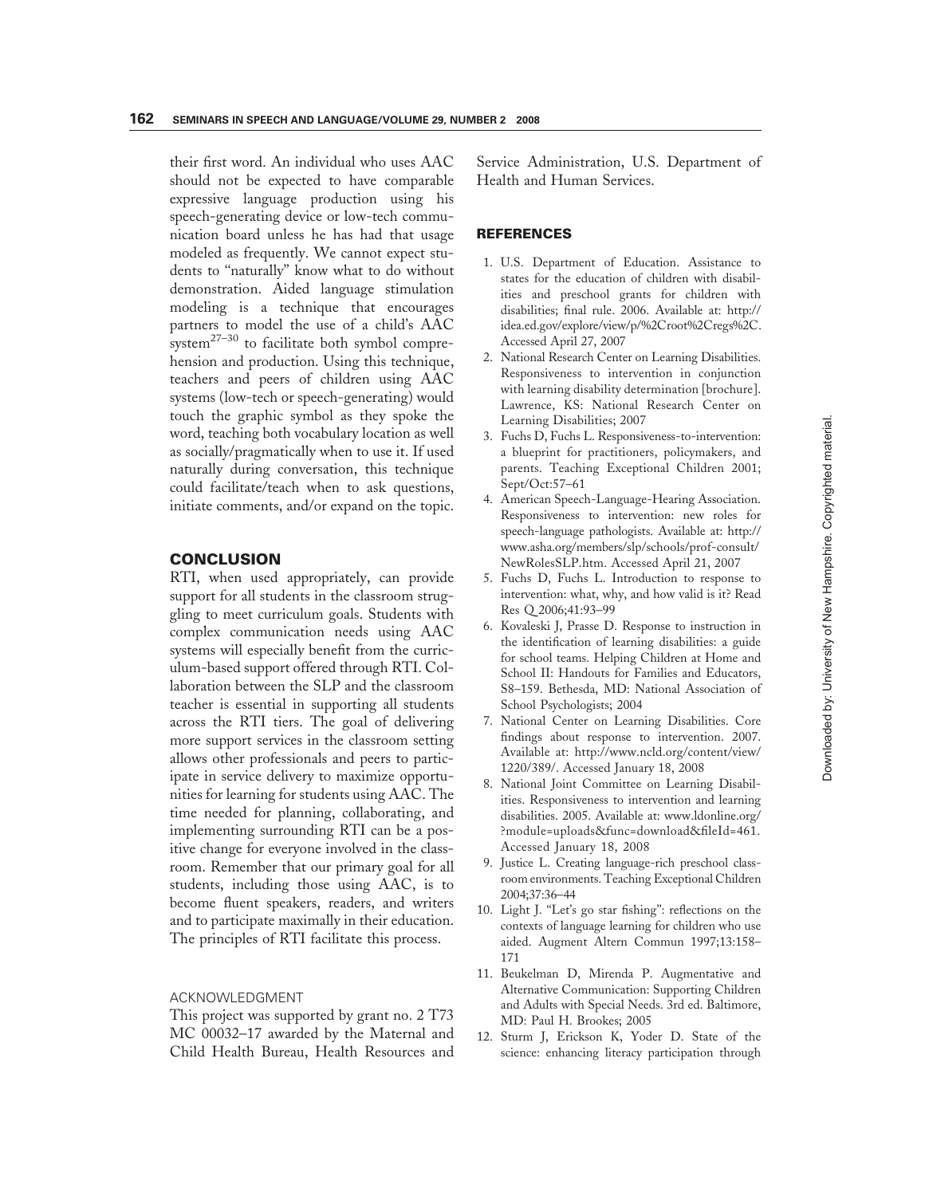their first word. An individual who uses AAC should not be expected to have comparable expressive language production using his speech-generating device or low-tech communication board unless he has had that usage modeled as frequently. We cannot expect students to "naturally" know what to do without demonstration. Aided language stimulation modeling is a technique that encourages partners to model the use of a child's AAC system[27–30] to facilitate both symbol comprehension and production. Using this technique, teachers and peers of children using AAC systems (low-tech or speech-generating) would touch the graphic symbol as they spoke the word, teaching both vocabulary location as well as socially/pragmatically when to use it. If used naturally during conversation, this technique could facilitate/teach when to ask questions, initiate comments, and/or expand on the topic.

## CONCLUSION

RTI, when used appropriately, can provide support for all students in the classroom struggling to meet curriculum goals. Students with complex communication needs using AAC systems will especially benefit from the curriculum-based support offered through RTI. Collaboration between the SLP and the classroom teacher is essential in supporting all students across the RTI tiers. The goal of delivering more support services in the classroom setting allows other professionals and peers to participate in service delivery to maximize opportunities for learning for students using AAC. The time needed for planning, collaborating, and implementing surrounding RTI can be a positive change for everyone involved in the classroom. Remember that our primary goal for all students, including those using AAC, is to become fluent speakers, readers, and writers and to participate maximally in their education. The principles of RTI facilitate this process.

### ACKNOWLEDGMENT

This project was supported by grant no. 2 T73 MC 00032–17 awarded by the Maternal and Child Health Bureau, Health Resources and Service Administration, U.S. Department of Health and Human Services.

## REFERENCES

1. U.S. Department of Education. Assistance to states for the education of children with disabilities and preschool grants for children with disabilities; final rule. 2006. Available at: http://idea.ed.gov/explore/view/p/%2Croot%2Cregs%2C. Accessed April 27, 2007
2. National Research Center on Learning Disabilities. Responsiveness to intervention in conjunction with learning disability determination [brochure]. Lawrence, KS: National Research Center on Learning Disabilities; 2007
3. Fuchs D, Fuchs L. Responsiveness-to-intervention: a blueprint for practitioners, policymakers, and parents. Teaching Exceptional Children 2001; Sept/Oct:57–61
4. American Speech-Language-Hearing Association. Responsiveness to intervention: new roles for speech-language pathologists. Available at: http://www.asha.org/members/slp/schools/prof-consult/NewRolesSLP.htm. Accessed April 21, 2007
5. Fuchs D, Fuchs L. Introduction to response to intervention: what, why, and how valid is it? Read Res Q 2006;41:93–99
6. Kovaleski J, Prasse D. Response to instruction in the identification of learning disabilities: a guide for school teams. Helping Children at Home and School II: Handouts for Families and Educators, S8–159. Bethesda, MD: National Association of School Psychologists; 2004
7. National Center on Learning Disabilities. Core findings about response to intervention. 2007. Available at: http://www.ncld.org/content/view/1220/389/. Accessed January 18, 2008
8. National Joint Committee on Learning Disabilities. Responsiveness to intervention and learning disabilities. 2005. Available at: www.ldonline.org/?module=uploads&func=download&fileId=461. Accessed January 18, 2008
9. Justice L. Creating language-rich preschool classroom environments. Teaching Exceptional Children 2004;37:36–44
10. Light J. "Let's go star fishing": reflections on the contexts of language learning for children who use aided. Augment Altern Commun 1997;13:158–171
11. Beukelman D, Mirenda P. Augmentative and Alternative Communication: Supporting Children and Adults with Special Needs. 3rd ed. Baltimore, MD: Paul H. Brookes; 2005
12. Sturm J, Erickson K, Yoder D. State of the science: enhancing literacy participation through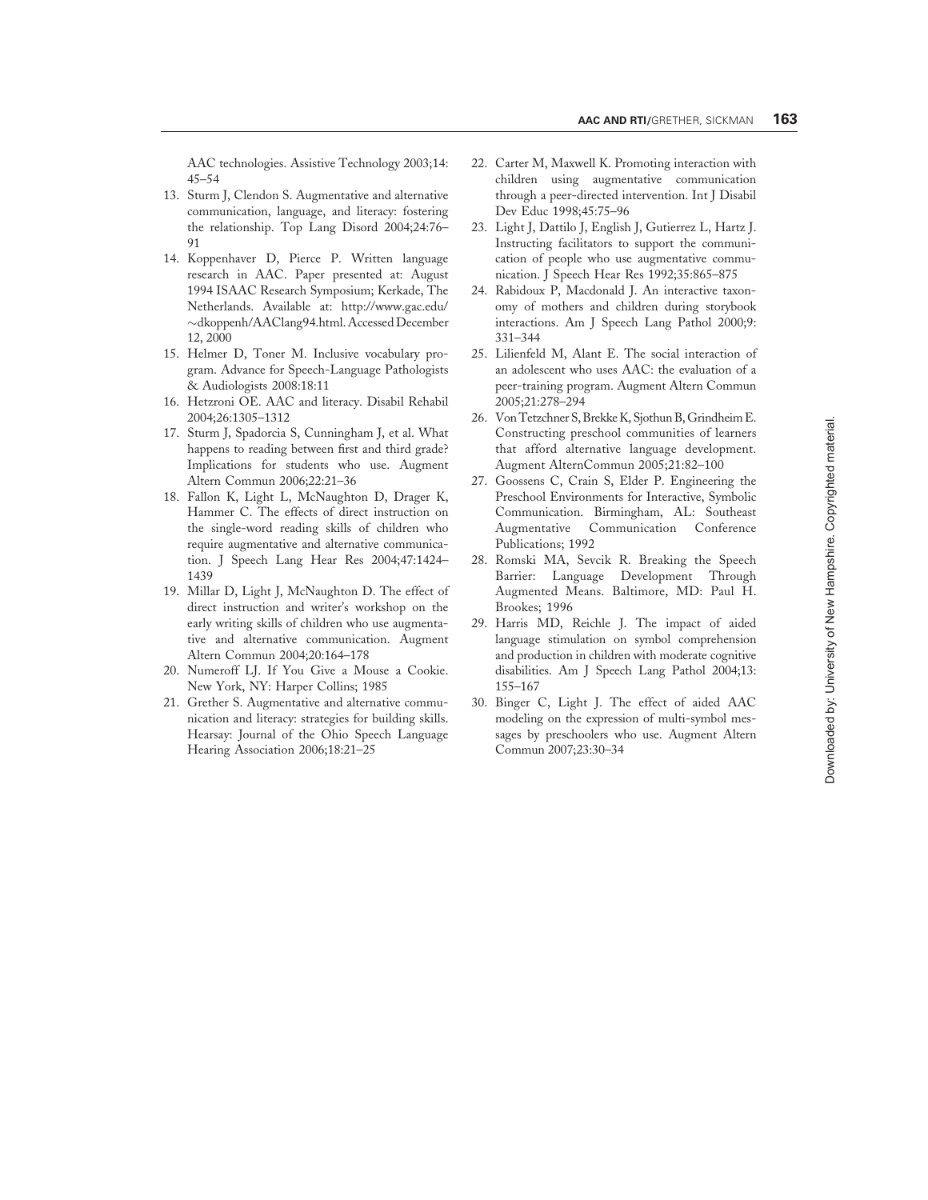AAC technologies. Assistive Technology 2003;14: 45–54

13. Sturm J, Clendon S. Augmentative and alternative communication, language, and literacy: fostering the relationship. Top Lang Disord 2004;24:76–91
14. Koppenhaver D, Pierce P. Written language research in AAC. Paper presented at: August 1994 ISAAC Research Symposium; Kerkade, The Netherlands. Available at: http://www.gac.edu/~dkoppenh/AAClang94.html. Accessed December 12, 2000
15. Helmer D, Toner M. Inclusive vocabulary program. Advance for Speech-Language Pathologists & Audiologists 2008:18:11
16. Hetzroni OE. AAC and literacy. Disabil Rehabil 2004;26:1305–1312
17. Sturm J, Spadorcia S, Cunningham J, et al. What happens to reading between first and third grade? Implications for students who use. Augment Altern Commun 2006;22:21–36
18. Fallon K, Light L, McNaughton D, Drager K, Hammer C. The effects of direct instruction on the single-word reading skills of children who require augmentative and alternative communication. J Speech Lang Hear Res 2004;47:1424–1439
19. Millar D, Light J, McNaughton D. The effect of direct instruction and writer's workshop on the early writing skills of children who use augmentative and alternative communication. Augment Altern Commun 2004;20:164–178
20. Numeroff LJ. If You Give a Mouse a Cookie. New York, NY: Harper Collins; 1985
21. Grether S. Augmentative and alternative communication and literacy: strategies for building skills. Hearsay: Journal of the Ohio Speech Language Hearing Association 2006;18:21–25
22. Carter M, Maxwell K. Promoting interaction with children using augmentative communication through a peer-directed intervention. Int J Disabil Dev Educ 1998;45:75–96
23. Light J, Dattilo J, English J, Gutierrez L, Hartz J. Instructing facilitators to support the communication of people who use augmentative communication. J Speech Hear Res 1992;35:865–875
24. Rabidoux P, Macdonald J. An interactive taxonomy of mothers and children during storybook interactions. Am J Speech Lang Pathol 2000;9: 331–344
25. Lilienfeld M, Alant E. The social interaction of an adolescent who uses AAC: the evaluation of a peer-training program. Augment Altern Commun 2005;21:278–294
26. Von Tetzchner S, Brekke K, Sjothun B, Grindheim E. Constructing preschool communities of learners that afford alternative language development. Augment AlternCommun 2005;21:82–100
27. Goossens C, Crain S, Elder P. Engineering the Preschool Environments for Interactive, Symbolic Communication. Birmingham, AL: Southeast Augmentative Communication Conference Publications; 1992
28. Romski MA, Sevcik R. Breaking the Speech Barrier: Language Development Through Augmented Means. Baltimore, MD: Paul H. Brookes; 1996
29. Harris MD, Reichle J. The impact of aided language stimulation on symbol comprehension and production in children with moderate cognitive disabilities. Am J Speech Lang Pathol 2004;13: 155–167
30. Binger C, Light J. The effect of aided AAC modeling on the expression of multi-symbol messages by preschoolers who use. Augment Altern Commun 2007;23:30–34